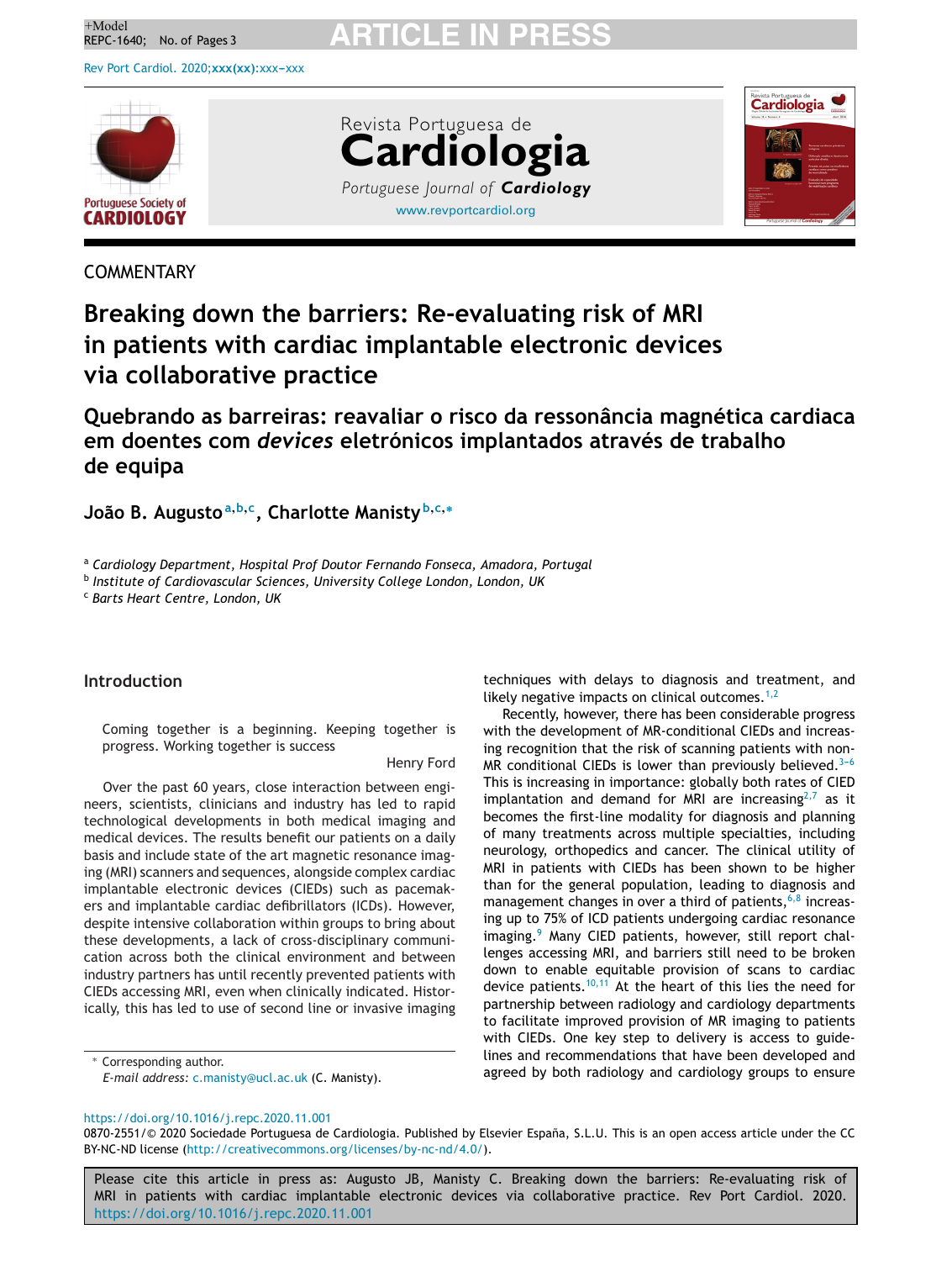COMMENTARY

# Breaking down the barriers: Re-evaluating risk of MRI in patients with cardiac implantable electronic devices via collaborative practice

## Quebrando as barreiras: reavaliar o risco da ressonância magnética cardiaca em doentes com *devices* eletrónicos implantados através de trabalho de equipa

**João B. Augusto**[a,b,c], **Charlotte Manisty**[b,c,*]

[a] *Cardiology Department, Hospital Prof Doutor Fernando Fonseca, Amadora, Portugal*
[b] *Institute of Cardiovascular Sciences, University College London, London, UK*
[c] *Barts Heart Centre, London, UK*

## Introduction

> Coming together is a beginning. Keeping together is progress. Working together is success
>
> Henry Ford

Over the past 60 years, close interaction between engineers, scientists, clinicians and industry has led to rapid technological developments in both medical imaging and medical devices. The results benefit our patients on a daily basis and include state of the art magnetic resonance imaging (MRI) scanners and sequences, alongside complex cardiac implantable electronic devices (CIEDs) such as pacemakers and implantable cardiac defibrillators (ICDs). However, despite intensive collaboration within groups to bring about these developments, a lack of cross-disciplinary communication across both the clinical environment and between industry partners has until recently prevented patients with CIEDs accessing MRI, even when clinically indicated. Historically, this has led to use of second line or invasive imaging techniques with delays to diagnosis and treatment, and likely negative impacts on clinical outcomes.[1,2]

Recently, however, there has been considerable progress with the development of MR-conditional CIEDs and increasing recognition that the risk of scanning patients with non-MR conditional CIEDs is lower than previously believed.[3–6] This is increasing in importance: globally both rates of CIED implantation and demand for MRI are increasing[2,7] as it becomes the first-line modality for diagnosis and planning of many treatments across multiple specialties, including neurology, orthopedics and cancer. The clinical utility of MRI in patients with CIEDs has been shown to be higher than for the general population, leading to diagnosis and management changes in over a third of patients,[6,8] increasing up to 75% of ICD patients undergoing cardiac resonance imaging.[9] Many CIED patients, however, still report challenges accessing MRI, and barriers still need to be broken down to enable equitable provision of scans to cardiac device patients.[10,11] At the heart of this lies the need for partnership between radiology and cardiology departments to facilitate improved provision of MR imaging to patients with CIEDs. One key step to delivery is access to guidelines and recommendations that have been developed and agreed by both radiology and cardiology groups to ensure

* Corresponding author.
*E-mail address:* c.manisty@ucl.ac.uk (C. Manisty).

https://doi.org/10.1016/j.repc.2020.11.001
0870-2551/© 2020 Sociedade Portuguesa de Cardiologia. Published by Elsevier España, S.L.U. This is an open access article under the CC BY-NC-ND license (http://creativecommons.org/licenses/by-nc-nd/4.0/).

Please cite this article in press as: Augusto JB, Manisty C. Breaking down the barriers: Re-evaluating risk of MRI in patients with cardiac implantable electronic devices via collaborative practice. Rev Port Cardiol. 2020. https://doi.org/10.1016/j.repc.2020.11.001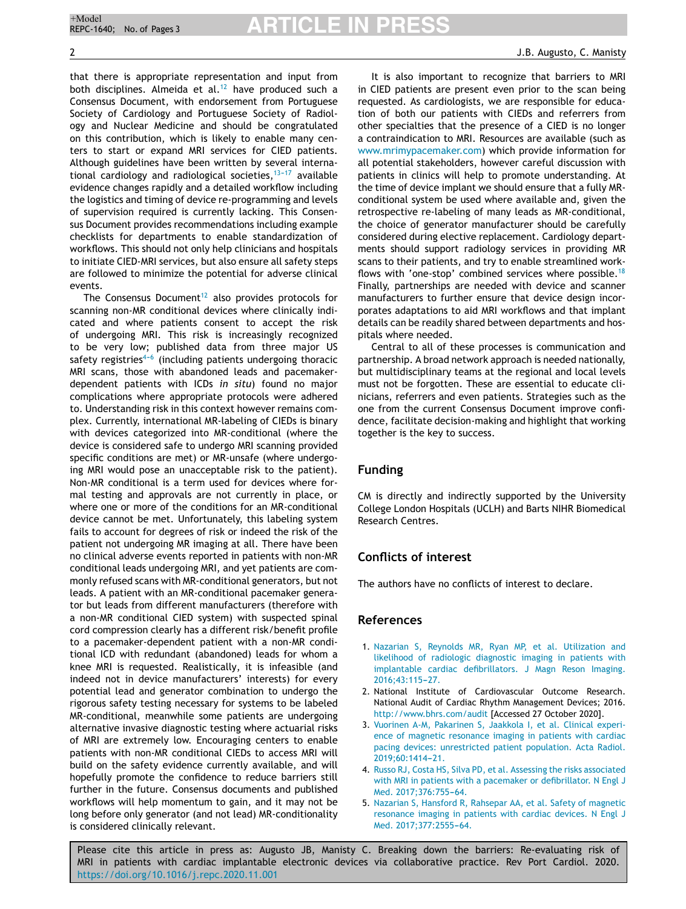that there is appropriate representation and input from both disciplines. Almeida et al.[12] have produced such a Consensus Document, with endorsement from Portuguese Society of Cardiology and Portuguese Society of Radiology and Nuclear Medicine and should be congratulated on this contribution, which is likely to enable many centers to start or expand MRI services for CIED patients. Although guidelines have been written by several international cardiology and radiological societies,[13–17] available evidence changes rapidly and a detailed workflow including the logistics and timing of device re-programming and levels of supervision required is currently lacking. This Consensus Document provides recommendations including example checklists for departments to enable standardization of workflows. This should not only help clinicians and hospitals to initiate CIED-MRI services, but also ensure all safety steps are followed to minimize the potential for adverse clinical events.

The Consensus Document[12] also provides protocols for scanning non-MR conditional devices where clinically indicated and where patients consent to accept the risk of undergoing MRI. This risk is increasingly recognized to be very low; published data from three major US safety registries[4–6] (including patients undergoing thoracic MRI scans, those with abandoned leads and pacemaker-dependent patients with ICDs *in situ*) found no major complications where appropriate protocols were adhered to. Understanding risk in this context however remains complex. Currently, international MR-labeling of CIEDs is binary with devices categorized into MR-conditional (where the device is considered safe to undergo MRI scanning provided specific conditions are met) or MR-unsafe (where undergoing MRI would pose an unacceptable risk to the patient). Non-MR conditional is a term used for devices where formal testing and approvals are not currently in place, or where one or more of the conditions for an MR-conditional device cannot be met. Unfortunately, this labeling system fails to account for degrees of risk or indeed the risk of the patient not undergoing MR imaging at all. There have been no clinical adverse events reported in patients with non-MR conditional leads undergoing MRI, and yet patients are commonly refused scans with MR-conditional generators, but not leads. A patient with an MR-conditional pacemaker generator but leads from different manufacturers (therefore with a non-MR conditional CIED system) with suspected spinal cord compression clearly has a different risk/benefit profile to a pacemaker-dependent patient with a non-MR conditional ICD with redundant (abandoned) leads for whom a knee MRI is requested. Realistically, it is infeasible (and indeed not in device manufacturers' interests) for every potential lead and generator combination to undergo the rigorous safety testing necessary for systems to be labeled MR-conditional, meanwhile some patients are undergoing alternative invasive diagnostic testing where actuarial risks of MRI are extremely low. Encouraging centers to enable patients with non-MR conditional CIEDs to access MRI will build on the safety evidence currently available, and will hopefully promote the confidence to reduce barriers still further in the future. Consensus documents and published workflows will help momentum to gain, and it may not be long before only generator (and not lead) MR-conditionality is considered clinically relevant.

It is also important to recognize that barriers to MRI in CIED patients are present even prior to the scan being requested. As cardiologists, we are responsible for education of both our patients with CIEDs and referrers from other specialties that the presence of a CIED is no longer a contraindication to MRI. Resources are available (such as www.mrimypacemaker.com) which provide information for all potential stakeholders, however careful discussion with patients in clinics will help to promote understanding. At the time of device implant we should ensure that a fully MR-conditional system be used where available and, given the retrospective re-labeling of many leads as MR-conditional, the choice of generator manufacturer should be carefully considered during elective replacement. Cardiology departments should support radiology services in providing MR scans to their patients, and try to enable streamlined workflows with 'one-stop' combined services where possible.[18] Finally, partnerships are needed with device and scanner manufacturers to further ensure that device design incorporates adaptations to aid MRI workflows and that implant details can be readily shared between departments and hospitals where needed.

Central to all of these processes is communication and partnership. A broad network approach is needed nationally, but multidisciplinary teams at the regional and local levels must not be forgotten. These are essential to educate clinicians, referrers and even patients. Strategies such as the one from the current Consensus Document improve confidence, facilitate decision-making and highlight that working together is the key to success.

## Funding

CM is directly and indirectly supported by the University College London Hospitals (UCLH) and Barts NIHR Biomedical Research Centres.

## Conflicts of interest

The authors have no conflicts of interest to declare.

## References

1. Nazarian S, Reynolds MR, Ryan MP, et al. Utilization and likelihood of radiologic diagnostic imaging in patients with implantable cardiac defibrillators. J Magn Reson Imaging. 2016;43:115–27.
2. National Institute of Cardiovascular Outcome Research. National Audit of Cardiac Rhythm Management Devices; 2016. http://www.bhrs.com/audit [Accessed 27 October 2020].
3. Vuorinen A-M, Pakarinen S, Jaakkola I, et al. Clinical experience of magnetic resonance imaging in patients with cardiac pacing devices: unrestricted patient population. Acta Radiol. 2019;60:1414–21.
4. Russo RJ, Costa HS, Silva PD, et al. Assessing the risks associated with MRI in patients with a pacemaker or defibrillator. N Engl J Med. 2017;376:755–64.
5. Nazarian S, Hansford R, Rahsepar AA, et al. Safety of magnetic resonance imaging in patients with cardiac devices. N Engl J Med. 2017;377:2555–64.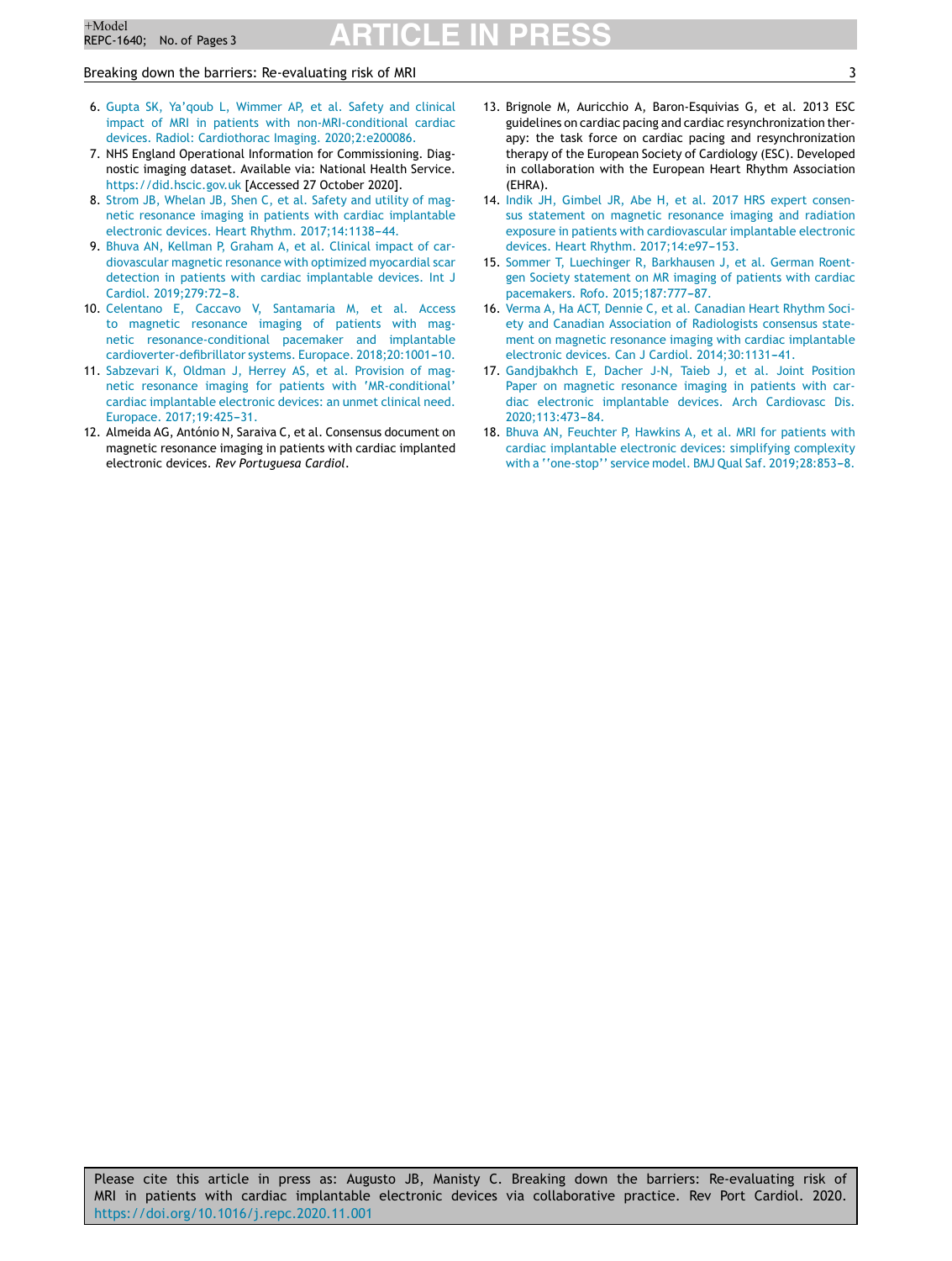6. Gupta SK, Ya'qoub L, Wimmer AP, et al. Safety and clinical impact of MRI in patients with non-MRI-conditional cardiac devices. Radiol: Cardiothorac Imaging. 2020;2:e200086.
7. NHS England Operational Information for Commissioning. Diagnostic imaging dataset. Available via: National Health Service. https://did.hscic.gov.uk [Accessed 27 October 2020].
8. Strom JB, Whelan JB, Shen C, et al. Safety and utility of magnetic resonance imaging in patients with cardiac implantable electronic devices. Heart Rhythm. 2017;14:1138–44.
9. Bhuva AN, Kellman P, Graham A, et al. Clinical impact of cardiovascular magnetic resonance with optimized myocardial scar detection in patients with cardiac implantable devices. Int J Cardiol. 2019;279:72–8.
10. Celentano E, Caccavo V, Santamaria M, et al. Access to magnetic resonance imaging of patients with magnetic resonance-conditional pacemaker and implantable cardioverter-defibrillator systems. Europace. 2018;20:1001–10.
11. Sabzevari K, Oldman J, Herrey AS, et al. Provision of magnetic resonance imaging for patients with 'MR-conditional' cardiac implantable electronic devices: an unmet clinical need. Europace. 2017;19:425–31.
12. Almeida AG, António N, Saraiva C, et al. Consensus document on magnetic resonance imaging in patients with cardiac implanted electronic devices. *Rev Portuguesa Cardiol*.
13. Brignole M, Auricchio A, Baron-Esquivias G, et al. 2013 ESC guidelines on cardiac pacing and cardiac resynchronization therapy: the task force on cardiac pacing and resynchronization therapy of the European Society of Cardiology (ESC). Developed in collaboration with the European Heart Rhythm Association (EHRA).
14. Indik JH, Gimbel JR, Abe H, et al. 2017 HRS expert consensus statement on magnetic resonance imaging and radiation exposure in patients with cardiovascular implantable electronic devices. Heart Rhythm. 2017;14:e97–153.
15. Sommer T, Luechinger R, Barkhausen J, et al. German Roentgen Society statement on MR imaging of patients with cardiac pacemakers. Rofo. 2015;187:777–87.
16. Verma A, Ha ACT, Dennie C, et al. Canadian Heart Rhythm Society and Canadian Association of Radiologists consensus statement on magnetic resonance imaging with cardiac implantable electronic devices. Can J Cardiol. 2014;30:1131–41.
17. Gandjbakhch E, Dacher J-N, Taieb J, et al. Joint Position Paper on magnetic resonance imaging in patients with cardiac electronic implantable devices. Arch Cardiovasc Dis. 2020;113:473–84.
18. Bhuva AN, Feuchter P, Hawkins A, et al. MRI for patients with cardiac implantable electronic devices: simplifying complexity with a ''one-stop'' service model. BMJ Qual Saf. 2019;28:853–8.

Please cite this article in press as: Augusto JB, Manisty C. Breaking down the barriers: Re-evaluating risk of MRI in patients with cardiac implantable electronic devices via collaborative practice. Rev Port Cardiol. 2020. https://doi.org/10.1016/j.repc.2020.11.001